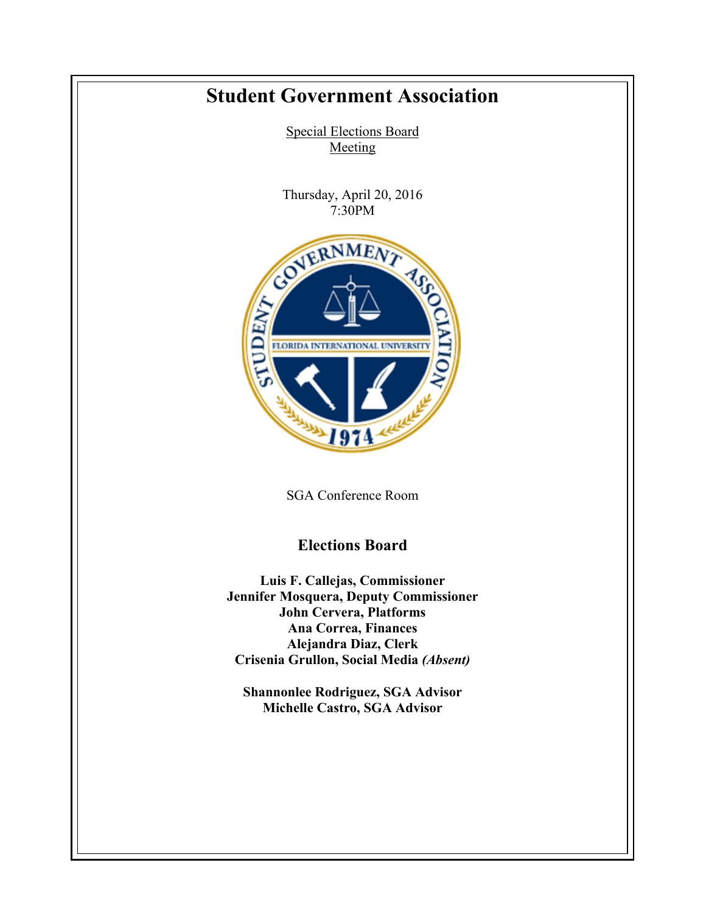# Student Government Association

Special Elections Board
Meeting

Thursday, April 20, 2016
7:30PM

SGA Conference Room

## Elections Board

**Luis F. Callejas, Commissioner**
**Jennifer Mosquera, Deputy Commissioner**
**John Cervera, Platforms**
**Ana Correa, Finances**
**Alejandra Diaz, Clerk**
**Crisenia Grullon, Social Media *(Absent)***

**Shannonlee Rodriguez, SGA Advisor**
**Michelle Castro, SGA Advisor**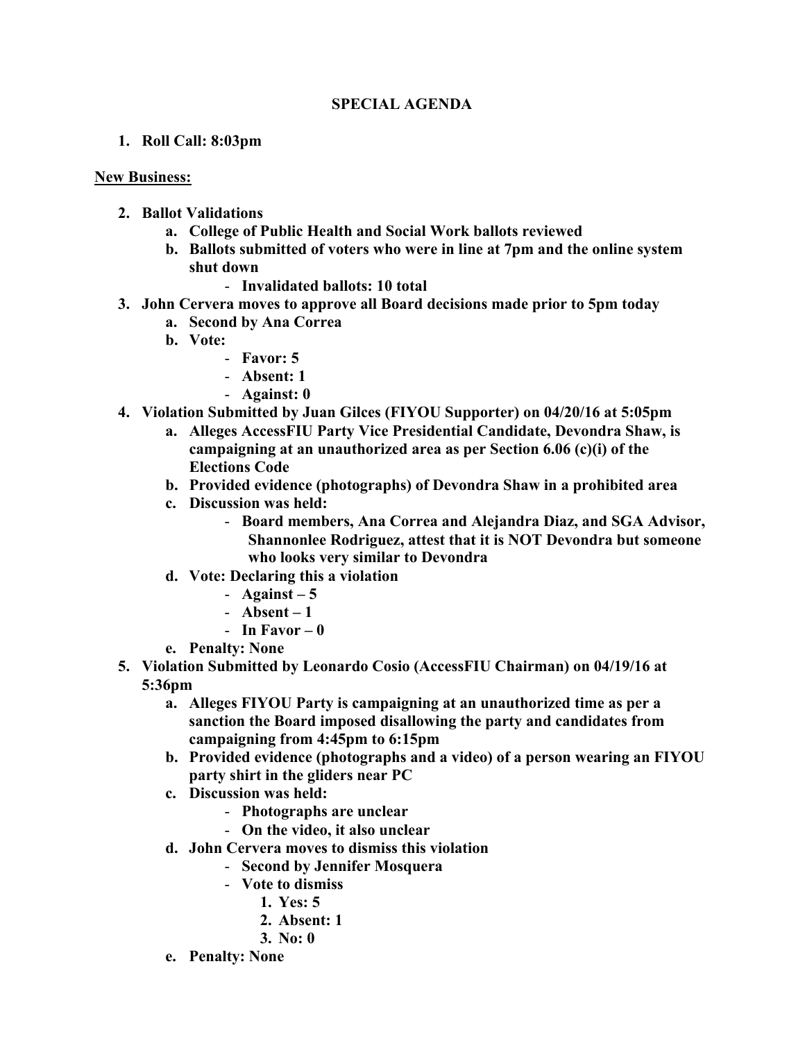**SPECIAL AGENDA**

1. **Roll Call: 8:03pm**

**New Business:**

2. **Ballot Validations**
    a. **College of Public Health and Social Work ballots reviewed**
    b. **Ballots submitted of voters who were in line at 7pm and the online system shut down**
        - **Invalidated ballots: 10 total**
3. **John Cervera moves to approve all Board decisions made prior to 5pm today**
    a. **Second by Ana Correa**
    b. **Vote:**
        - **Favor: 5**
        - **Absent: 1**
        - **Against: 0**
4. **Violation Submitted by Juan Gilces (FIYOU Supporter) on 04/20/16 at 5:05pm**
    a. **Alleges AccessFIU Party Vice Presidential Candidate, Devondra Shaw, is campaigning at an unauthorized area as per Section 6.06 (c)(i) of the Elections Code**
    b. **Provided evidence (photographs) of Devondra Shaw in a prohibited area**
    c. **Discussion was held:**
        - **Board members, Ana Correa and Alejandra Diaz, and SGA Advisor, Shannonlee Rodriguez, attest that it is NOT Devondra but someone who looks very similar to Devondra**
    d. **Vote: Declaring this a violation**
        - **Against – 5**
        - **Absent – 1**
        - **In Favor – 0**
    e. **Penalty: None**
5. **Violation Submitted by Leonardo Cosio (AccessFIU Chairman) on 04/19/16 at 5:36pm**
    a. **Alleges FIYOU Party is campaigning at an unauthorized time as per a sanction the Board imposed disallowing the party and candidates from campaigning from 4:45pm to 6:15pm**
    b. **Provided evidence (photographs and a video) of a person wearing an FIYOU party shirt in the gliders near PC**
    c. **Discussion was held:**
        - **Photographs are unclear**
        - **On the video, it also unclear**
    d. **John Cervera moves to dismiss this violation**
        - **Second by Jennifer Mosquera**
        - **Vote to dismiss**
            1. **Yes: 5**
            2. **Absent: 1**
            3. **No: 0**
    e. **Penalty: None**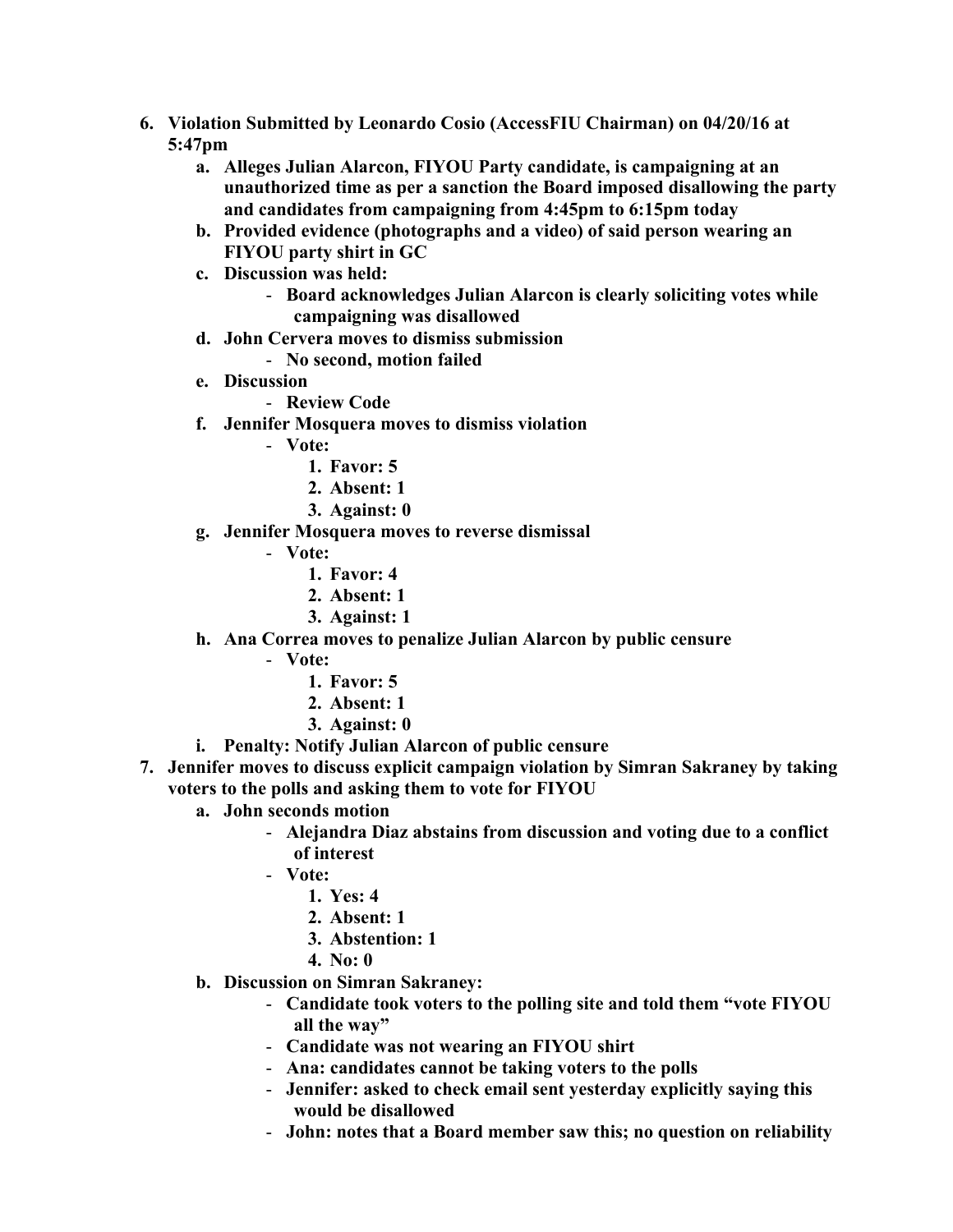6. **Violation Submitted by Leonardo Cosio (AccessFIU Chairman) on 04/20/16 at 5:47pm**
   a. **Alleges Julian Alarcon, FIYOU Party candidate, is campaigning at an unauthorized time as per a sanction the Board imposed disallowing the party and candidates from campaigning from 4:45pm to 6:15pm today**
   b. **Provided evidence (photographs and a video) of said person wearing an FIYOU party shirt in GC**
   c. **Discussion was held:**
      - **Board acknowledges Julian Alarcon is clearly soliciting votes while campaigning was disallowed**
   d. **John Cervera moves to dismiss submission**
      - **No second, motion failed**
   e. **Discussion**
      - **Review Code**
   f. **Jennifer Mosquera moves to dismiss violation**
      - **Vote:**
        1. **Favor: 5**
        2. **Absent: 1**
        3. **Against: 0**
   g. **Jennifer Mosquera moves to reverse dismissal**
      - **Vote:**
        1. **Favor: 4**
        2. **Absent: 1**
        3. **Against: 1**
   h. **Ana Correa moves to penalize Julian Alarcon by public censure**
      - **Vote:**
        1. **Favor: 5**
        2. **Absent: 1**
        3. **Against: 0**
   i. **Penalty: Notify Julian Alarcon of public censure**
7. **Jennifer moves to discuss explicit campaign violation by Simran Sakraney by taking voters to the polls and asking them to vote for FIYOU**
   a. **John seconds motion**
      - **Alejandra Diaz abstains from discussion and voting due to a conflict of interest**
      - **Vote:**
        1. **Yes: 4**
        2. **Absent: 1**
        3. **Abstention: 1**
        4. **No: 0**
   b. **Discussion on Simran Sakraney:**
      - **Candidate took voters to the polling site and told them "vote FIYOU all the way"**
      - **Candidate was not wearing an FIYOU shirt**
      - **Ana: candidates cannot be taking voters to the polls**
      - **Jennifer: asked to check email sent yesterday explicitly saying this would be disallowed**
      - **John: notes that a Board member saw this; no question on reliability**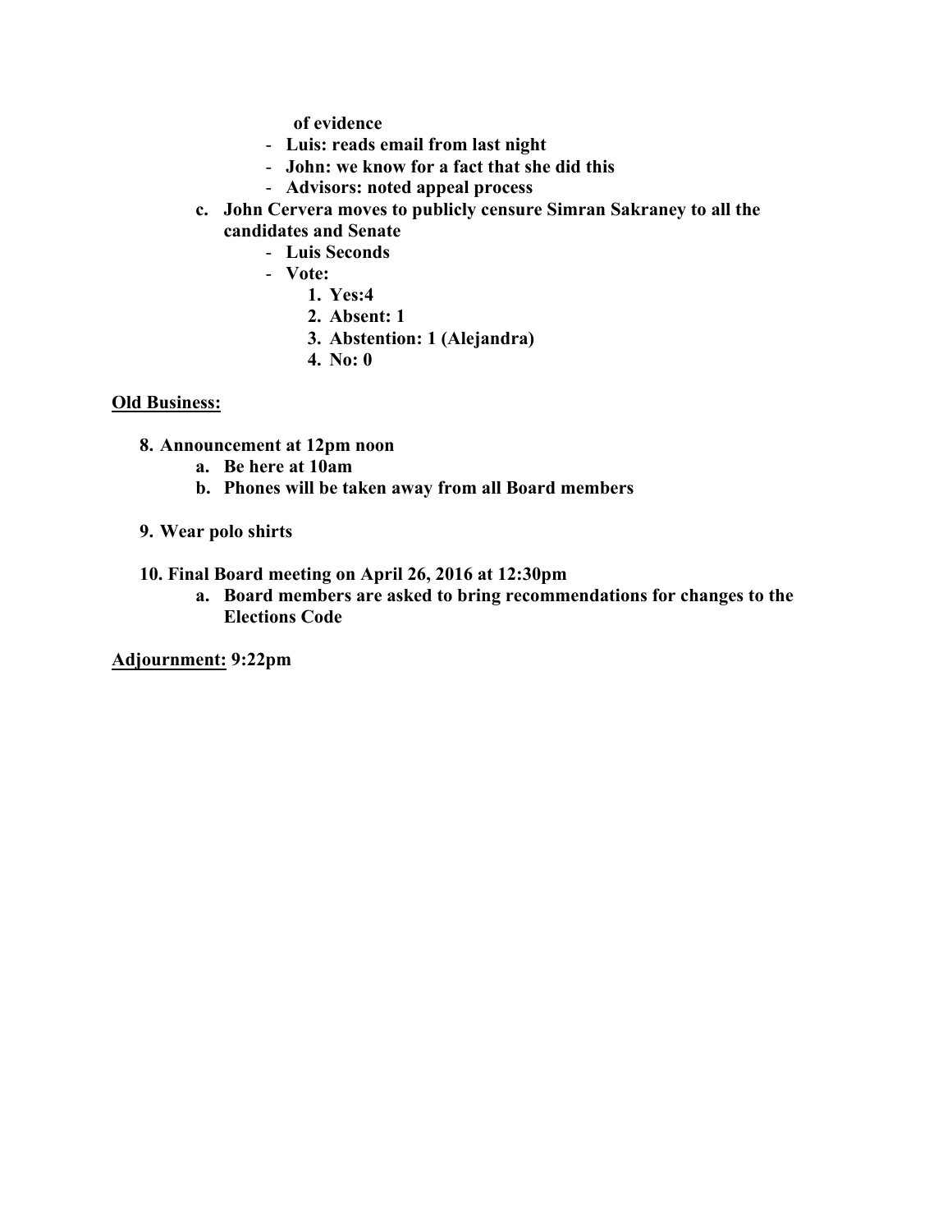**of evidence**

- **Luis: reads email from last night**
- **John: we know for a fact that she did this**
- **Advisors: noted appeal process**

c. **John Cervera moves to publicly censure Simran Sakraney to all the candidates and Senate**
   - **Luis Seconds**
   - **Vote:**
     1. **Yes:4**
     2. **Absent: 1**
     3. **Abstention: 1 (Alejandra)**
     4. **No: 0**

**<u>Old Business:</u>**

8. **Announcement at 12pm noon**
   a. **Be here at 10am**
   b. **Phones will be taken away from all Board members**

9. **Wear polo shirts**

10. **Final Board meeting on April 26, 2016 at 12:30pm**
    a. **Board members are asked to bring recommendations for changes to the Elections Code**

**<u>Adjournment:</u> 9:22pm**